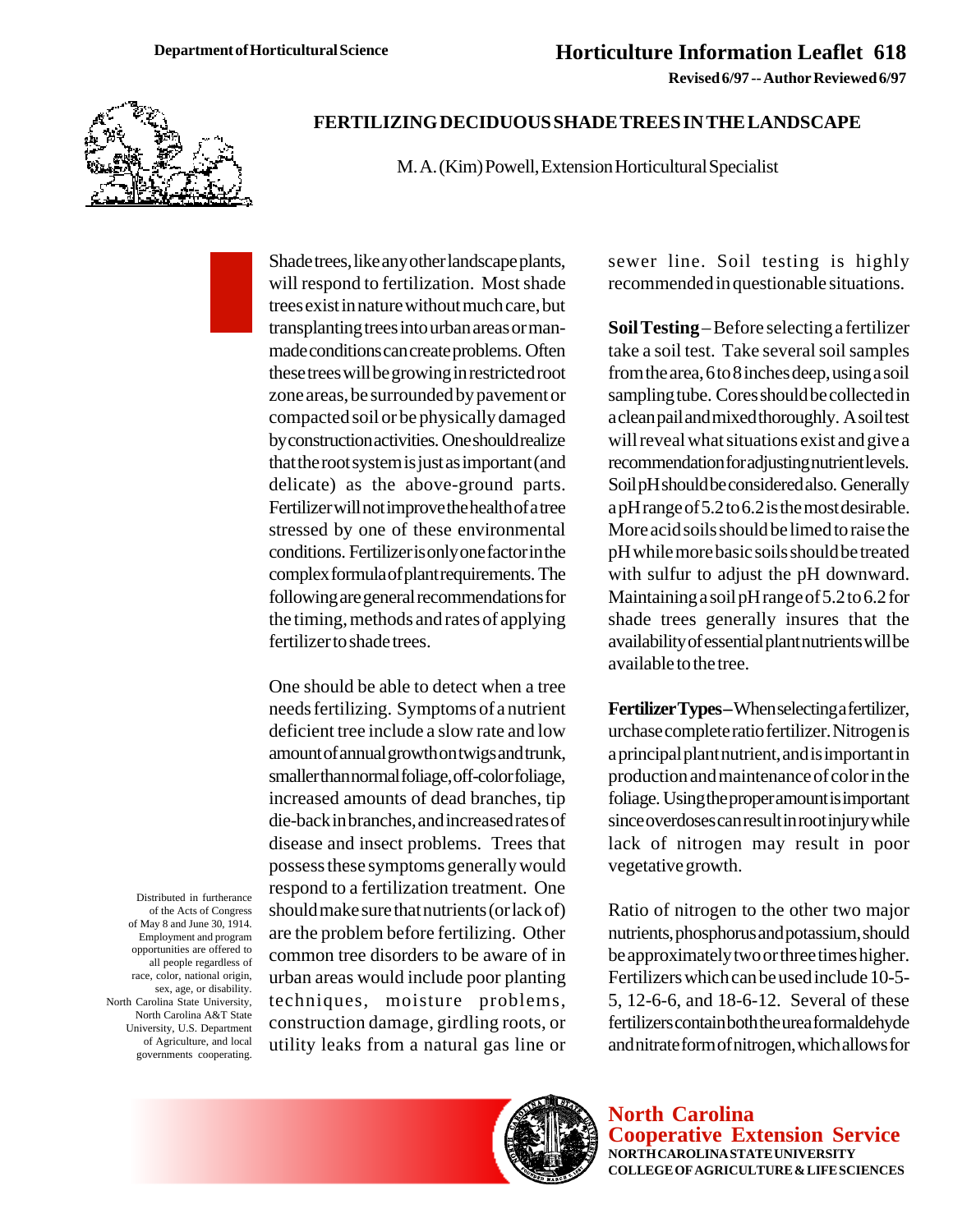Department of Horticultural Science

# Horticulture Information Leaflet 618

**Revised 6/97 -- Author Reviewed 6/97**

## FERTILIZING DECIDUOUS SHADE TREES IN THE LANDSCAPE

M. A. (Kim) Powell, Extension Horticultural Specialist

Shade trees, like any other landscape plants, will respond to fertilization. Most shade trees exist in nature without much care, but transplanting trees into urban areas or man-made conditions can create problems. Often these trees will be growing in restricted root zone areas, be surrounded by pavement or compacted soil or be physically damaged by construction activities. One should realize that the root system is just as important (and delicate) as the above-ground parts. Fertilizer will not improve the health of a tree stressed by one of these environmental conditions. Fertilizer is only one factor in the complex formula of plant requirements. The following are general recommendations for the timing, methods and rates of applying fertilizer to shade trees.

One should be able to detect when a tree needs fertilizing. Symptoms of a nutrient deficient tree include a slow rate and low amount of annual growth on twigs and trunk, smaller than normal foliage, off-color foliage, increased amounts of dead branches, tip die-back in branches, and increased rates of disease and insect problems. Trees that possess these symptoms generally would respond to a fertilization treatment. One should make sure that nutrients (or lack of) are the problem before fertilizing. Other common tree disorders to be aware of in urban areas would include poor planting techniques, moisture problems, construction damage, girdling roots, or utility leaks from a natural gas line or sewer line. Soil testing is highly recommended in questionable situations.

**Soil Testing** – Before selecting a fertilizer take a soil test. Take several soil samples from the area, 6 to 8 inches deep, using a soil sampling tube. Cores should be collected in a clean pail and mixed thoroughly. A soil test will reveal what situations exist and give a recommendation for adjusting nutrient levels. Soil pH should be considered also. Generally a pH range of 5.2 to 6.2 is the most desirable. More acid soils should be limed to raise the pH while more basic soils should be treated with sulfur to adjust the pH downward. Maintaining a soil pH range of 5.2 to 6.2 for shade trees generally insures that the availability of essential plant nutrients will be available to the tree.

**Fertilizer Types** – When selecting a fertilizer, urchase complete ratio fertilizer. Nitrogen is a principal plant nutrient, and is important in production and maintenance of color in the foliage. Using the proper amount is important since overdoses can result in root injury while lack of nitrogen may result in poor vegetative growth.

Ratio of nitrogen to the other two major nutrients, phosphorus and potassium, should be approximately two or three times higher. Fertilizers which can be used include 10-5-5, 12-6-6, and 18-6-12. Several of these fertilizers contain both the urea formaldehyde and nitrate form of nitrogen, which allows for

Distributed in furtherance of the Acts of Congress of May 8 and June 30, 1914. Employment and program opportunities are offered to all people regardless of race, color, national origin, sex, age, or disability. North Carolina State University, North Carolina A&T State University, U.S. Department of Agriculture, and local governments cooperating.

**North Carolina Cooperative Extension Service**
NORTH CAROLINA STATE UNIVERSITY
COLLEGE OF AGRICULTURE & LIFE SCIENCES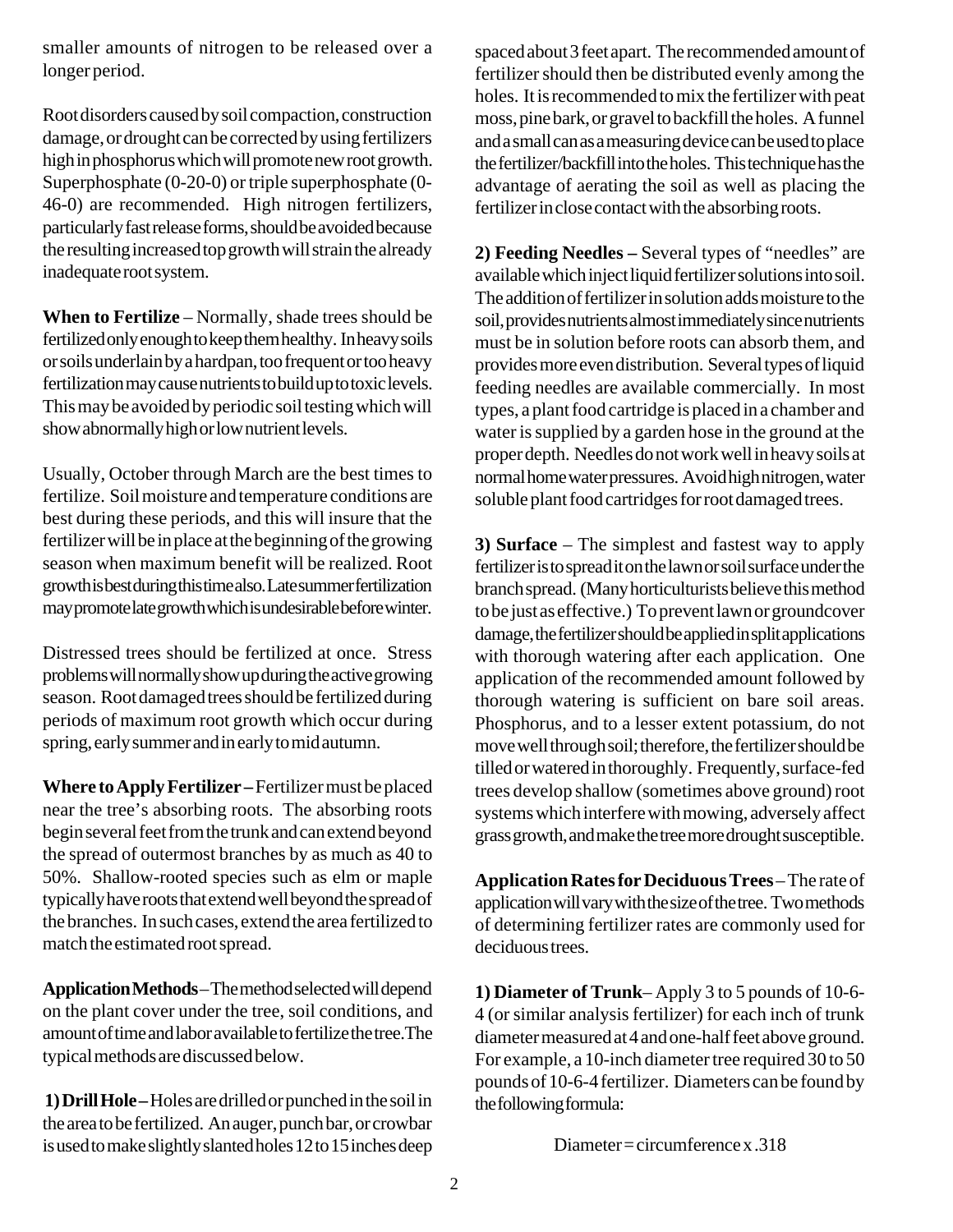smaller amounts of nitrogen to be released over a longer period.

Root disorders caused by soil compaction, construction damage, or drought can be corrected by using fertilizers high in phosphorus which will promote new root growth. Superphosphate (0-20-0) or triple superphosphate (0-46-0) are recommended. High nitrogen fertilizers, particularly fast release forms, should be avoided because the resulting increased top growth will strain the already inadequate root system.

**When to Fertilize** – Normally, shade trees should be fertilized only enough to keep them healthy. In heavy soils or soils underlain by a hardpan, too frequent or too heavy fertilization may cause nutrients to build up to toxic levels. This may be avoided by periodic soil testing which will show abnormally high or low nutrient levels.

Usually, October through March are the best times to fertilize. Soil moisture and temperature conditions are best during these periods, and this will insure that the fertilizer will be in place at the beginning of the growing season when maximum benefit will be realized. Root growth is best during this time also. Late summer fertilization may promote late growth which is undesirable before winter.

Distressed trees should be fertilized at once. Stress problems will normally show up during the active growing season. Root damaged trees should be fertilized during periods of maximum root growth which occur during spring, early summer and in early to mid autumn.

**Where to Apply Fertilizer –** Fertilizer must be placed near the tree's absorbing roots. The absorbing roots begin several feet from the trunk and can extend beyond the spread of outermost branches by as much as 40 to 50%. Shallow-rooted species such as elm or maple typically have roots that extend well beyond the spread of the branches. In such cases, extend the area fertilized to match the estimated root spread.

**Application Methods** – The method selected will depend on the plant cover under the tree, soil conditions, and amount of time and labor available to fertilize the tree. The typical methods are discussed below.

**1) Drill Hole –** Holes are drilled or punched in the soil in the area to be fertilized. An auger, punch bar, or crowbar is used to make slightly slanted holes 12 to 15 inches deep spaced about 3 feet apart. The recommended amount of fertilizer should then be distributed evenly among the holes. It is recommended to mix the fertilizer with peat moss, pine bark, or gravel to backfill the holes. A funnel and a small can as a measuring device can be used to place the fertilizer/backfill into the holes. This technique has the advantage of aerating the soil as well as placing the fertilizer in close contact with the absorbing roots.

**2) Feeding Needles –** Several types of "needles" are available which inject liquid fertilizer solutions into soil. The addition of fertilizer in solution adds moisture to the soil, provides nutrients almost immediately since nutrients must be in solution before roots can absorb them, and provides more even distribution. Several types of liquid feeding needles are available commercially. In most types, a plant food cartridge is placed in a chamber and water is supplied by a garden hose in the ground at the proper depth. Needles do not work well in heavy soils at normal home water pressures. Avoid high nitrogen, water soluble plant food cartridges for root damaged trees.

**3) Surface** – The simplest and fastest way to apply fertilizer is to spread it on the lawn or soil surface under the branch spread. (Many horticulturists believe this method to be just as effective.) To prevent lawn or groundcover damage, the fertilizer should be applied in split applications with thorough watering after each application. One application of the recommended amount followed by thorough watering is sufficient on bare soil areas. Phosphorus, and to a lesser extent potassium, do not move well through soil; therefore, the fertilizer should be tilled or watered in thoroughly. Frequently, surface-fed trees develop shallow (sometimes above ground) root systems which interfere with mowing, adversely affect grass growth, and make the tree more drought susceptible.

**Application Rates for Deciduous Trees** – The rate of application will vary with the size of the tree. Two methods of determining fertilizer rates are commonly used for deciduous trees.

**1) Diameter of Trunk**– Apply 3 to 5 pounds of 10-6-4 (or similar analysis fertilizer) for each inch of trunk diameter measured at 4 and one-half feet above ground. For example, a 10-inch diameter tree required 30 to 50 pounds of 10-6-4 fertilizer. Diameters can be found by the following formula:

$$\text{Diameter} = \text{circumference} \times .318$$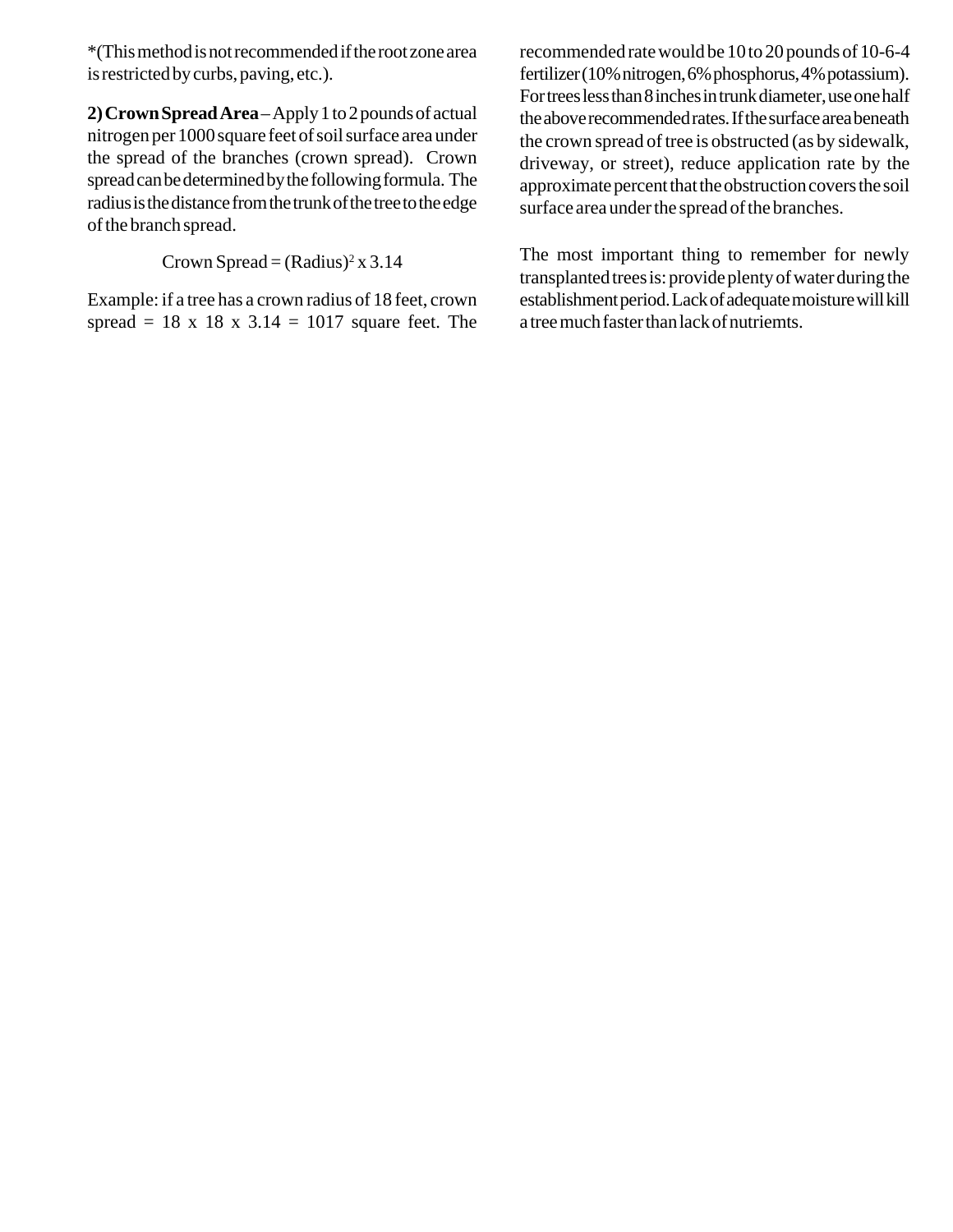*(This method is not recommended if the root zone area is restricted by curbs, paving, etc.).

**2) Crown Spread Area** – Apply 1 to 2 pounds of actual nitrogen per 1000 square feet of soil surface area under the spread of the branches (crown spread). Crown spread can be determined by the following formula. The radius is the distance from the trunk of the tree to the edge of the branch spread.

$$\text{Crown Spread} = (\text{Radius})^2 \times 3.14$$

Example: if a tree has a crown radius of 18 feet, crown spread = 18 x 18 x 3.14 = 1017 square feet. The recommended rate would be 10 to 20 pounds of 10-6-4 fertilizer (10% nitrogen, 6% phosphorus, 4% potassium). For trees less than 8 inches in trunk diameter, use one half the above recommended rates. If the surface area beneath the crown spread of tree is obstructed (as by sidewalk, driveway, or street), reduce application rate by the approximate percent that the obstruction covers the soil surface area under the spread of the branches.

The most important thing to remember for newly transplanted trees is: provide plenty of water during the establishment period. Lack of adequate moisture will kill a tree much faster than lack of nutriemts.